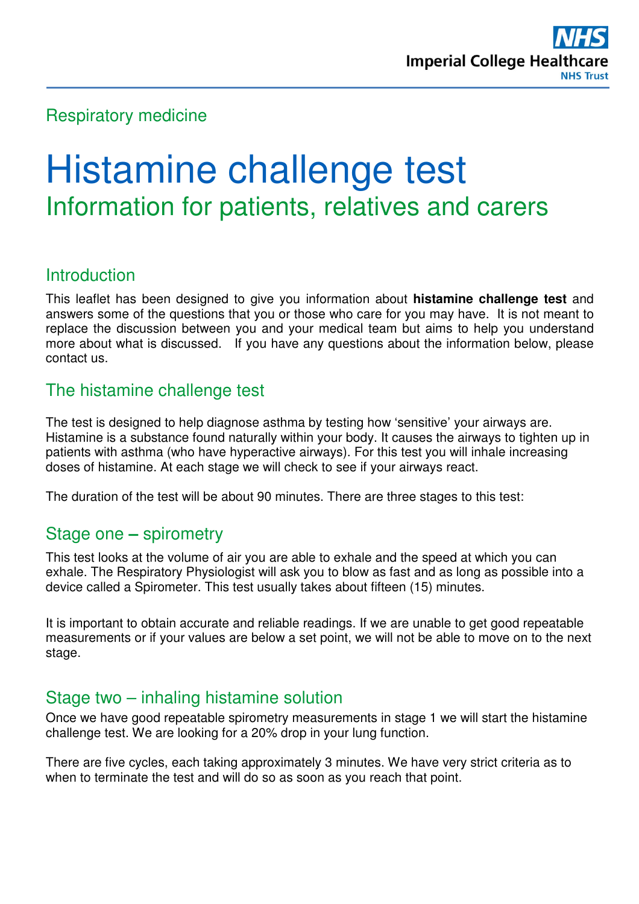Respiratory medicine

# Histamine challenge test

## Information for patients, relatives and carers

## Introduction

This leaflet has been designed to give you information about **histamine challenge test** and answers some of the questions that you or those who care for you may have. It is not meant to replace the discussion between you and your medical team but aims to help you understand more about what is discussed. If you have any questions about the information below, please contact us.

## The histamine challenge test

The test is designed to help diagnose asthma by testing how 'sensitive' your airways are. Histamine is a substance found naturally within your body. It causes the airways to tighten up in patients with asthma (who have hyperactive airways). For this test you will inhale increasing doses of histamine. At each stage we will check to see if your airways react.

The duration of the test will be about 90 minutes. There are three stages to this test:

## Stage one – spirometry

This test looks at the volume of air you are able to exhale and the speed at which you can exhale. The Respiratory Physiologist will ask you to blow as fast and as long as possible into a device called a Spirometer. This test usually takes about fifteen (15) minutes.

It is important to obtain accurate and reliable readings. If we are unable to get good repeatable measurements or if your values are below a set point, we will not be able to move on to the next stage.

## Stage two – inhaling histamine solution

Once we have good repeatable spirometry measurements in stage 1 we will start the histamine challenge test. We are looking for a 20% drop in your lung function.

There are five cycles, each taking approximately 3 minutes. We have very strict criteria as to when to terminate the test and will do so as soon as you reach that point.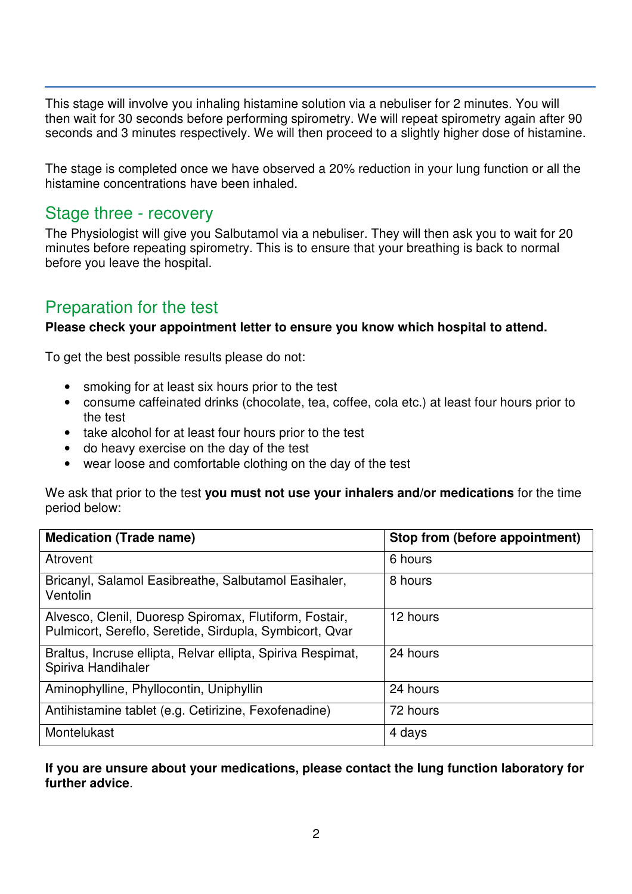This stage will involve you inhaling histamine solution via a nebuliser for 2 minutes. You will then wait for 30 seconds before performing spirometry. We will repeat spirometry again after 90 seconds and 3 minutes respectively. We will then proceed to a slightly higher dose of histamine.

The stage is completed once we have observed a 20% reduction in your lung function or all the histamine concentrations have been inhaled.

## Stage three - recovery

The Physiologist will give you Salbutamol via a nebuliser. They will then ask you to wait for 20 minutes before repeating spirometry. This is to ensure that your breathing is back to normal before you leave the hospital.

## Preparation for the test

**Please check your appointment letter to ensure you know which hospital to attend.**

To get the best possible results please do not:

- smoking for at least six hours prior to the test
- consume caffeinated drinks (chocolate, tea, coffee, cola etc.) at least four hours prior to the test
- take alcohol for at least four hours prior to the test
- do heavy exercise on the day of the test
- wear loose and comfortable clothing on the day of the test

We ask that prior to the test **you must not use your inhalers and/or medications** for the time period below:

| Medication (Trade name) | Stop from (before appointment) |
|---|---|
| Atrovent | 6 hours |
| Bricanyl, Salamol Easibreathe, Salbutamol Easihaler, Ventolin | 8 hours |
| Alvesco, Clenil, Duoresp Spiromax, Flutiform, Fostair, Pulmicort, Sereflo, Seretide, Sirdupla, Symbicort, Qvar | 12 hours |
| Braltus, Incruse ellipta, Relvar ellipta, Spiriva Respimat, Spiriva Handihaler | 24 hours |
| Aminophylline, Phyllocontin, Uniphyllin | 24 hours |
| Antihistamine tablet (e.g. Cetirizine, Fexofenadine) | 72 hours |
| Montelukast | 4 days |

**If you are unsure about your medications, please contact the lung function laboratory for further advice**.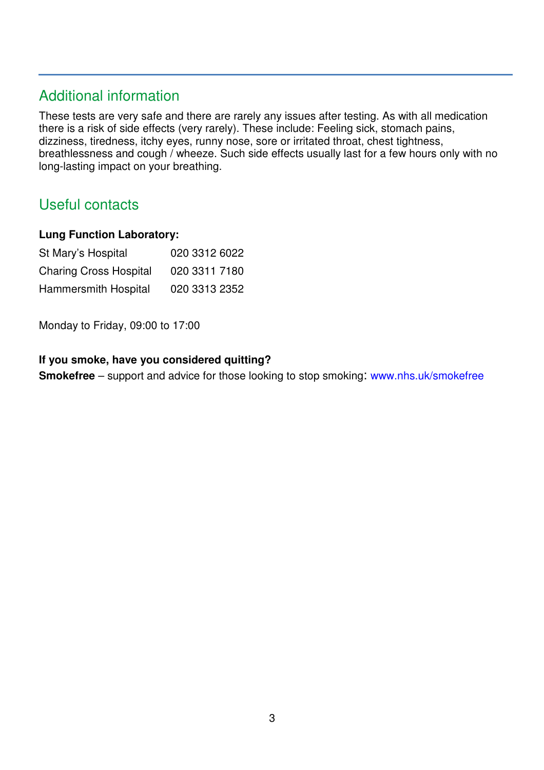## Additional information

These tests are very safe and there are rarely any issues after testing. As with all medication there is a risk of side effects (very rarely). These include: Feeling sick, stomach pains, dizziness, tiredness, itchy eyes, runny nose, sore or irritated throat, chest tightness, breathlessness and cough / wheeze. Such side effects usually last for a few hours only with no long-lasting impact on your breathing.

## Useful contacts

**Lung Function Laboratory:**

| | |
|---|---|
| St Mary's Hospital | 020 3312 6022 |
| Charing Cross Hospital | 020 3311 7180 |
| Hammersmith Hospital | 020 3313 2352 |

Monday to Friday, 09:00 to 17:00

**If you smoke, have you considered quitting?**

**Smokefree** – support and advice for those looking to stop smoking: www.nhs.uk/smokefree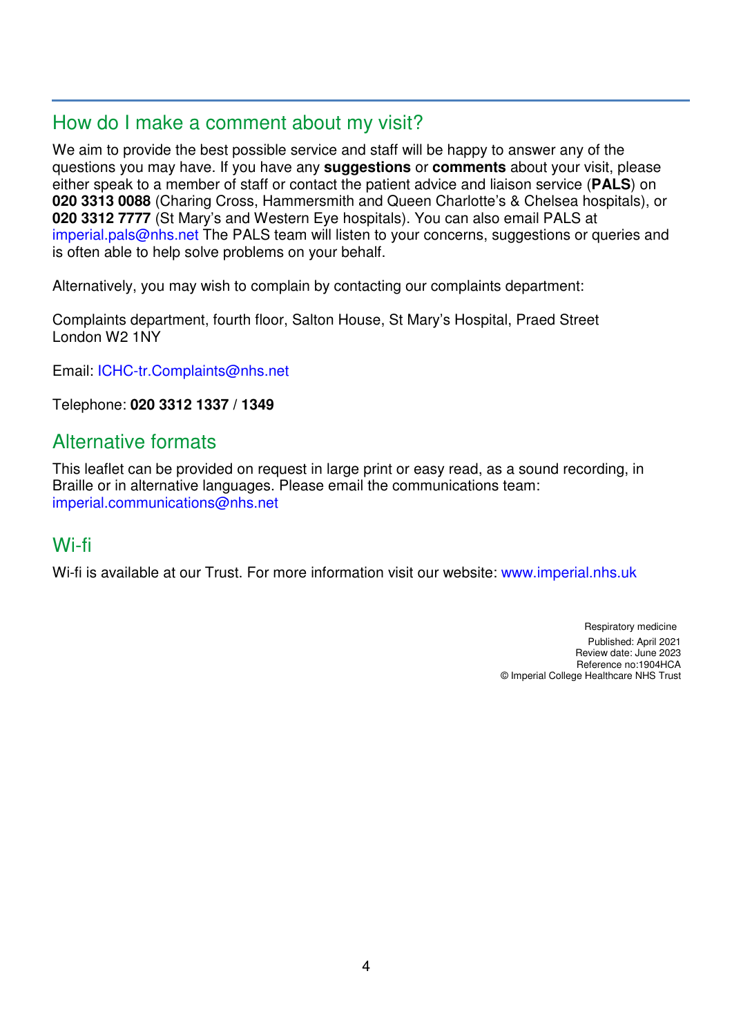## How do I make a comment about my visit?

We aim to provide the best possible service and staff will be happy to answer any of the questions you may have. If you have any **suggestions** or **comments** about your visit, please either speak to a member of staff or contact the patient advice and liaison service (**PALS**) on **020 3313 0088** (Charing Cross, Hammersmith and Queen Charlotte's & Chelsea hospitals), or **020 3312 7777** (St Mary's and Western Eye hospitals). You can also email PALS at imperial.pals@nhs.net The PALS team will listen to your concerns, suggestions or queries and is often able to help solve problems on your behalf.

Alternatively, you may wish to complain by contacting our complaints department:

Complaints department, fourth floor, Salton House, St Mary's Hospital, Praed Street
London W2 1NY

Email: ICHC-tr.Complaints@nhs.net

Telephone: **020 3312 1337** / **1349**

## Alternative formats

This leaflet can be provided on request in large print or easy read, as a sound recording, in Braille or in alternative languages. Please email the communications team: imperial.communications@nhs.net

## Wi-fi

Wi-fi is available at our Trust. For more information visit our website: www.imperial.nhs.uk

Respiratory medicine
Published: April 2021
Review date: June 2023
Reference no:1904HCA
© Imperial College Healthcare NHS Trust